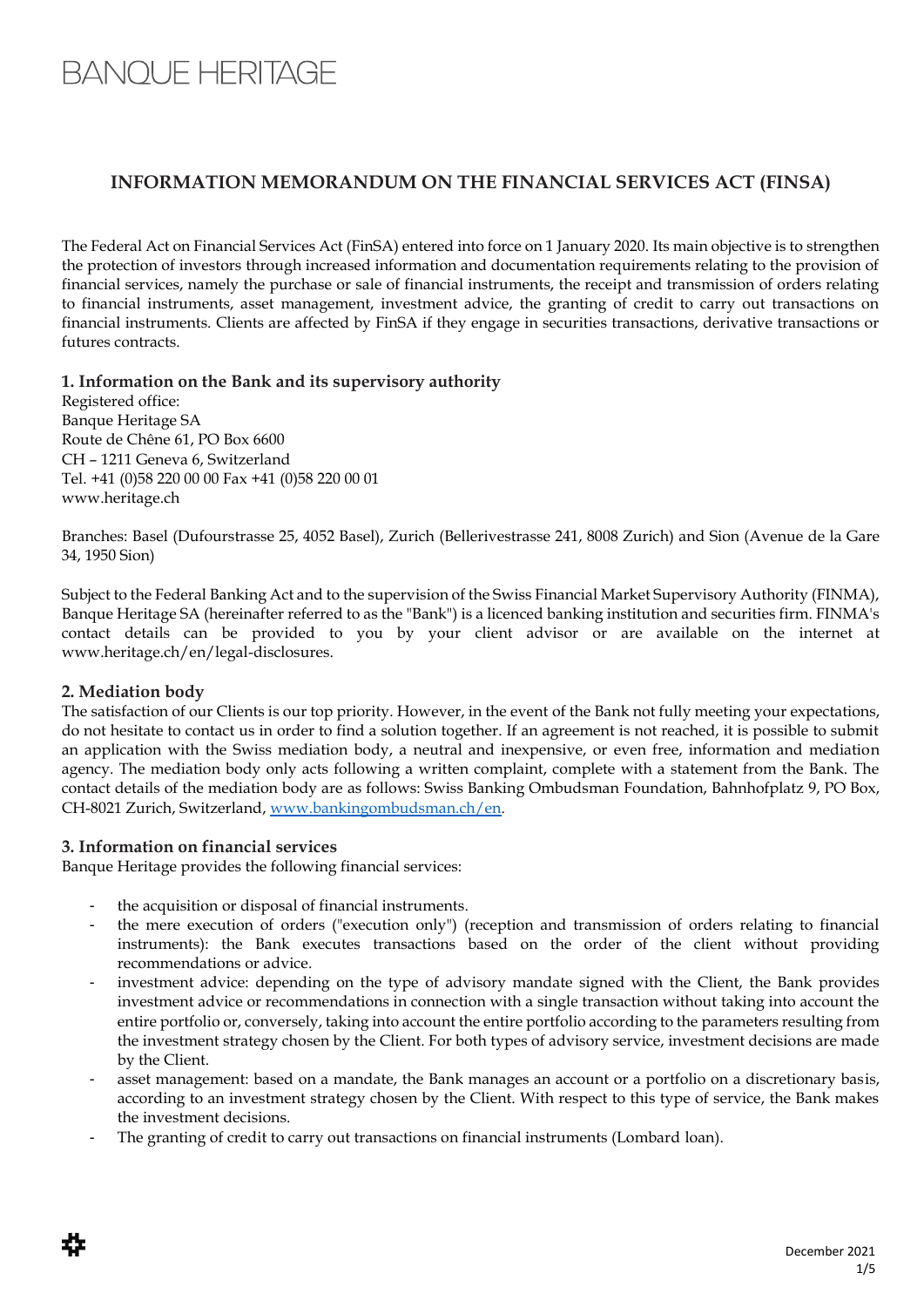BANQUE HERITAGE

# INFORMATION MEMORANDUM ON THE FINANCIAL SERVICES ACT (FINSA)

The Federal Act on Financial Services Act (FinSA) entered into force on 1 January 2020. Its main objective is to strengthen the protection of investors through increased information and documentation requirements relating to the provision of financial services, namely the purchase or sale of financial instruments, the receipt and transmission of orders relating to financial instruments, asset management, investment advice, the granting of credit to carry out transactions on financial instruments. Clients are affected by FinSA if they engage in securities transactions, derivative transactions or futures contracts.

## 1. Information on the Bank and its supervisory authority

Registered office:
Banque Heritage SA
Route de Chêne 61, PO Box 6600
CH – 1211 Geneva 6, Switzerland
Tel. +41 (0)58 220 00 00 Fax +41 (0)58 220 00 01
www.heritage.ch

Branches: Basel (Dufourstrasse 25, 4052 Basel), Zurich (Bellerivestrasse 241, 8008 Zurich) and Sion (Avenue de la Gare 34, 1950 Sion)

Subject to the Federal Banking Act and to the supervision of the Swiss Financial Market Supervisory Authority (FINMA), Banque Heritage SA (hereinafter referred to as the "Bank") is a licenced banking institution and securities firm. FINMA's contact details can be provided to you by your client advisor or are available on the internet at www.heritage.ch/en/legal-disclosures.

## 2. Mediation body

The satisfaction of our Clients is our top priority. However, in the event of the Bank not fully meeting your expectations, do not hesitate to contact us in order to find a solution together. If an agreement is not reached, it is possible to submit an application with the Swiss mediation body, a neutral and inexpensive, or even free, information and mediation agency. The mediation body only acts following a written complaint, complete with a statement from the Bank. The contact details of the mediation body are as follows: Swiss Banking Ombudsman Foundation, Bahnhofplatz 9, PO Box, CH-8021 Zurich, Switzerland, [www.bankingombudsman.ch/en](www.bankingombudsman.ch/en).

## 3. Information on financial services

Banque Heritage provides the following financial services:

- the acquisition or disposal of financial instruments.
- the mere execution of orders ("execution only") (reception and transmission of orders relating to financial instruments): the Bank executes transactions based on the order of the client without providing recommendations or advice.
- investment advice: depending on the type of advisory mandate signed with the Client, the Bank provides investment advice or recommendations in connection with a single transaction without taking into account the entire portfolio or, conversely, taking into account the entire portfolio according to the parameters resulting from the investment strategy chosen by the Client. For both types of advisory service, investment decisions are made by the Client.
- asset management: based on a mandate, the Bank manages an account or a portfolio on a discretionary basis, according to an investment strategy chosen by the Client. With respect to this type of service, the Bank makes the investment decisions.
- The granting of credit to carry out transactions on financial instruments (Lombard loan).

December 2021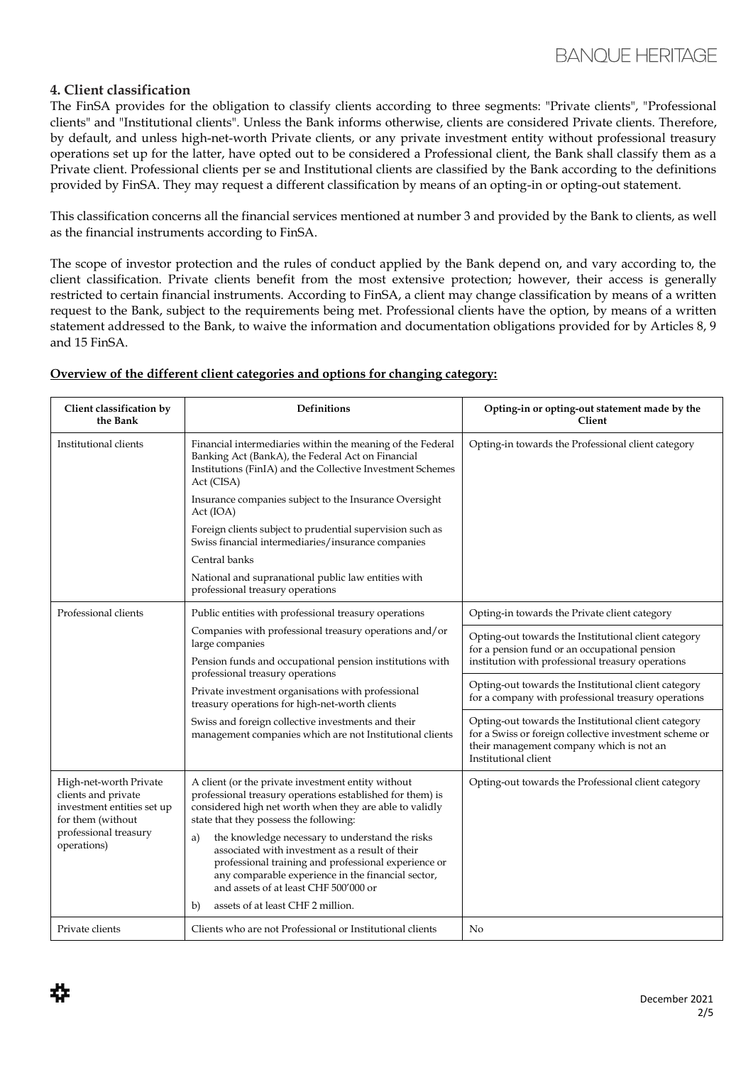## 4. Client classification

The FinSA provides for the obligation to classify clients according to three segments: "Private clients", "Professional clients" and "Institutional clients". Unless the Bank informs otherwise, clients are considered Private clients. Therefore, by default, and unless high-net-worth Private clients, or any private investment entity without professional treasury operations set up for the latter, have opted out to be considered a Professional client, the Bank shall classify them as a Private client. Professional clients per se and Institutional clients are classified by the Bank according to the definitions provided by FinSA. They may request a different classification by means of an opting-in or opting-out statement.

This classification concerns all the financial services mentioned at number 3 and provided by the Bank to clients, as well as the financial instruments according to FinSA.

The scope of investor protection and the rules of conduct applied by the Bank depend on, and vary according to, the client classification. Private clients benefit from the most extensive protection; however, their access is generally restricted to certain financial instruments. According to FinSA, a client may change classification by means of a written request to the Bank, subject to the requirements being met. Professional clients have the option, by means of a written statement addressed to the Bank, to waive the information and documentation obligations provided for by Articles 8, 9 and 15 FinSA.

**Overview of the different client categories and options for changing category:**

| Client classification by the Bank | Definitions | Opting-in or opting-out statement made by the Client |
|---|---|---|
| Institutional clients | Financial intermediaries within the meaning of the Federal Banking Act (BankA), the Federal Act on Financial Institutions (FinIA) and the Collective Investment Schemes Act (CISA)<br><br>Insurance companies subject to the Insurance Oversight Act (IOA)<br><br>Foreign clients subject to prudential supervision such as Swiss financial intermediaries/insurance companies<br><br>Central banks<br><br>National and supranational public law entities with professional treasury operations | Opting-in towards the Professional client category |
| Professional clients | Public entities with professional treasury operations<br><br>Companies with professional treasury operations and/or large companies<br><br>Pension funds and occupational pension institutions with professional treasury operations<br><br>Private investment organisations with professional treasury operations for high-net-worth clients<br><br>Swiss and foreign collective investments and their management companies which are not Institutional clients | Opting-in towards the Private client category<br><br>Opting-out towards the Institutional client category for a pension fund or an occupational pension institution with professional treasury operations<br><br>Opting-out towards the Institutional client category for a company with professional treasury operations<br><br>Opting-out towards the Institutional client category for a Swiss or foreign collective investment scheme or their management company which is not an Institutional client |
| High-net-worth Private clients and private investment entities set up for them (without professional treasury operations) | A client (or the private investment entity without professional treasury operations established for them) is considered high net worth when they are able to validly state that they possess the following:<br><br>a) the knowledge necessary to understand the risks associated with investment as a result of their professional training and professional experience or any comparable experience in the financial sector, and assets of at least CHF 500'000 or<br><br>b) assets of at least CHF 2 million. | Opting-out towards the Professional client category |
| Private clients | Clients who are not Professional or Institutional clients | No |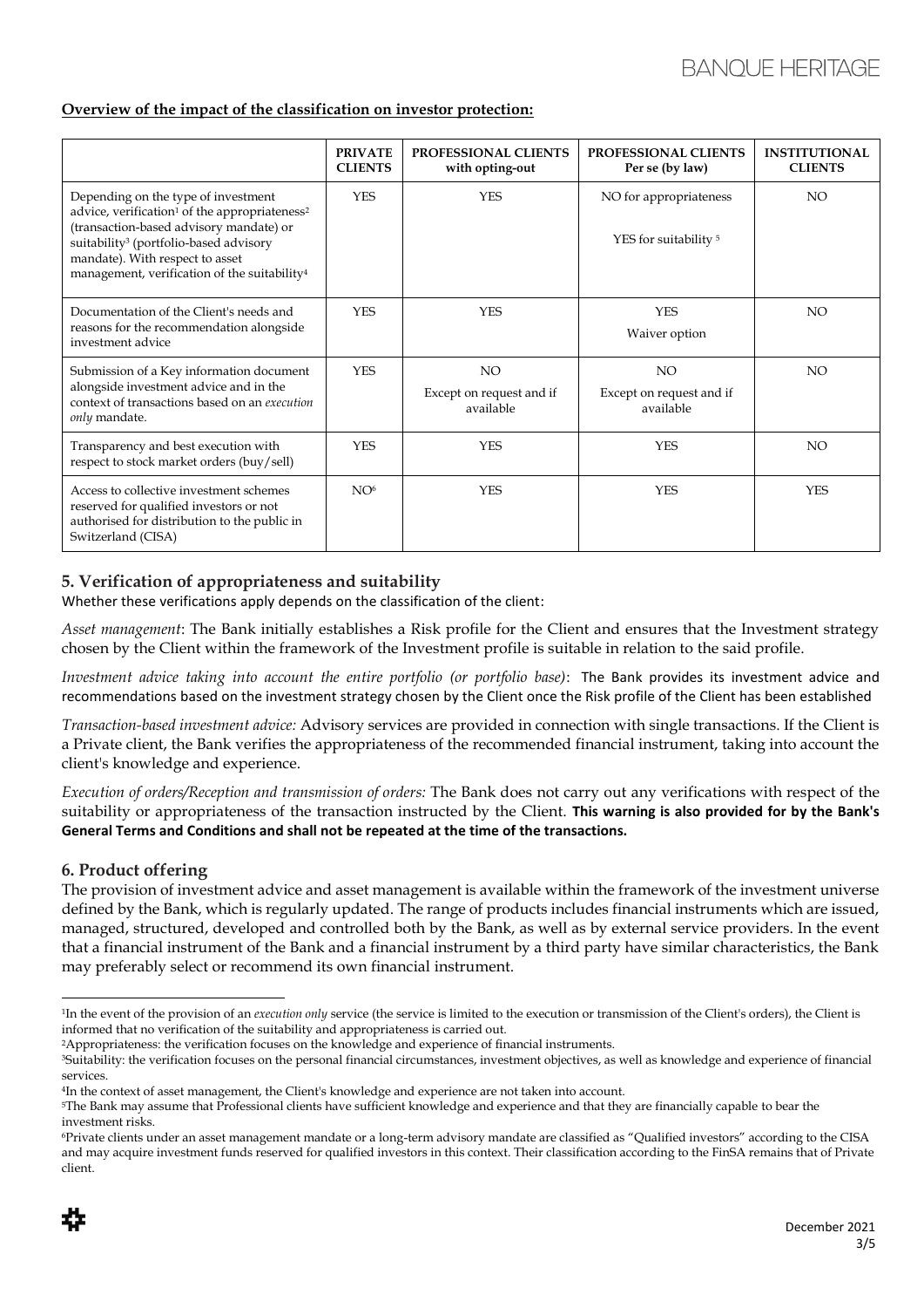**Overview of the impact of the classification on investor protection:**

| | **PRIVATE CLIENTS** | **PROFESSIONAL CLIENTS with opting-out** | **PROFESSIONAL CLIENTS Per se (by law)** | **INSTITUTIONAL CLIENTS** |
|---|---|---|---|---|
| Depending on the type of investment advice, verification[1] of the appropriateness[2] (transaction-based advisory mandate) or suitability[3] (portfolio-based advisory mandate). With respect to asset management, verification of the suitability[4] | YES | YES | NO for appropriateness<br><br>YES for suitability [5] | NO |
| Documentation of the Client's needs and reasons for the recommendation alongside investment advice | YES | YES | YES<br><br>Waiver option | NO |
| Submission of a Key information document alongside investment advice and in the context of transactions based on an *execution only* mandate. | YES | NO<br><br>Except on request and if available | NO<br><br>Except on request and if available | NO |
| Transparency and best execution with respect to stock market orders (buy/sell) | YES | YES | YES | NO |
| Access to collective investment schemes reserved for qualified investors or not authorised for distribution to the public in Switzerland (CISA) | NO[6] | YES | YES | YES |

## 5. Verification of appropriateness and suitability

Whether these verifications apply depends on the classification of the client:

*Asset management*: The Bank initially establishes a Risk profile for the Client and ensures that the Investment strategy chosen by the Client within the framework of the Investment profile is suitable in relation to the said profile.

*Investment advice taking into account the entire portfolio (or portfolio base)*: The Bank provides its investment advice and recommendations based on the investment strategy chosen by the Client once the Risk profile of the Client has been established

*Transaction-based investment advice:* Advisory services are provided in connection with single transactions. If the Client is a Private client, the Bank verifies the appropriateness of the recommended financial instrument, taking into account the client's knowledge and experience.

*Execution of orders/Reception and transmission of orders:* The Bank does not carry out any verifications with respect of the suitability or appropriateness of the transaction instructed by the Client. **This warning is also provided for by the Bank's General Terms and Conditions and shall not be repeated at the time of the transactions.**

## 6. Product offering

The provision of investment advice and asset management is available within the framework of the investment universe defined by the Bank, which is regularly updated. The range of products includes financial instruments which are issued, managed, structured, developed and controlled both by the Bank, as well as by external service providers. In the event that a financial instrument of the Bank and a financial instrument by a third party have similar characteristics, the Bank may preferably select or recommend its own financial instrument.

---

[1] In the event of the provision of an *execution only* service (the service is limited to the execution or transmission of the Client's orders), the Client is informed that no verification of the suitability and appropriateness is carried out.

[2] Appropriateness: the verification focuses on the knowledge and experience of financial instruments.

[3] Suitability: the verification focuses on the personal financial circumstances, investment objectives, as well as knowledge and experience of financial services.

[4] In the context of asset management, the Client's knowledge and experience are not taken into account.

[5] The Bank may assume that Professional clients have sufficient knowledge and experience and that they are financially capable to bear the investment risks.

[6] Private clients under an asset management mandate or a long-term advisory mandate are classified as "Qualified investors" according to the CISA and may acquire investment funds reserved for qualified investors in this context. Their classification according to the FinSA remains that of Private client.

December 2021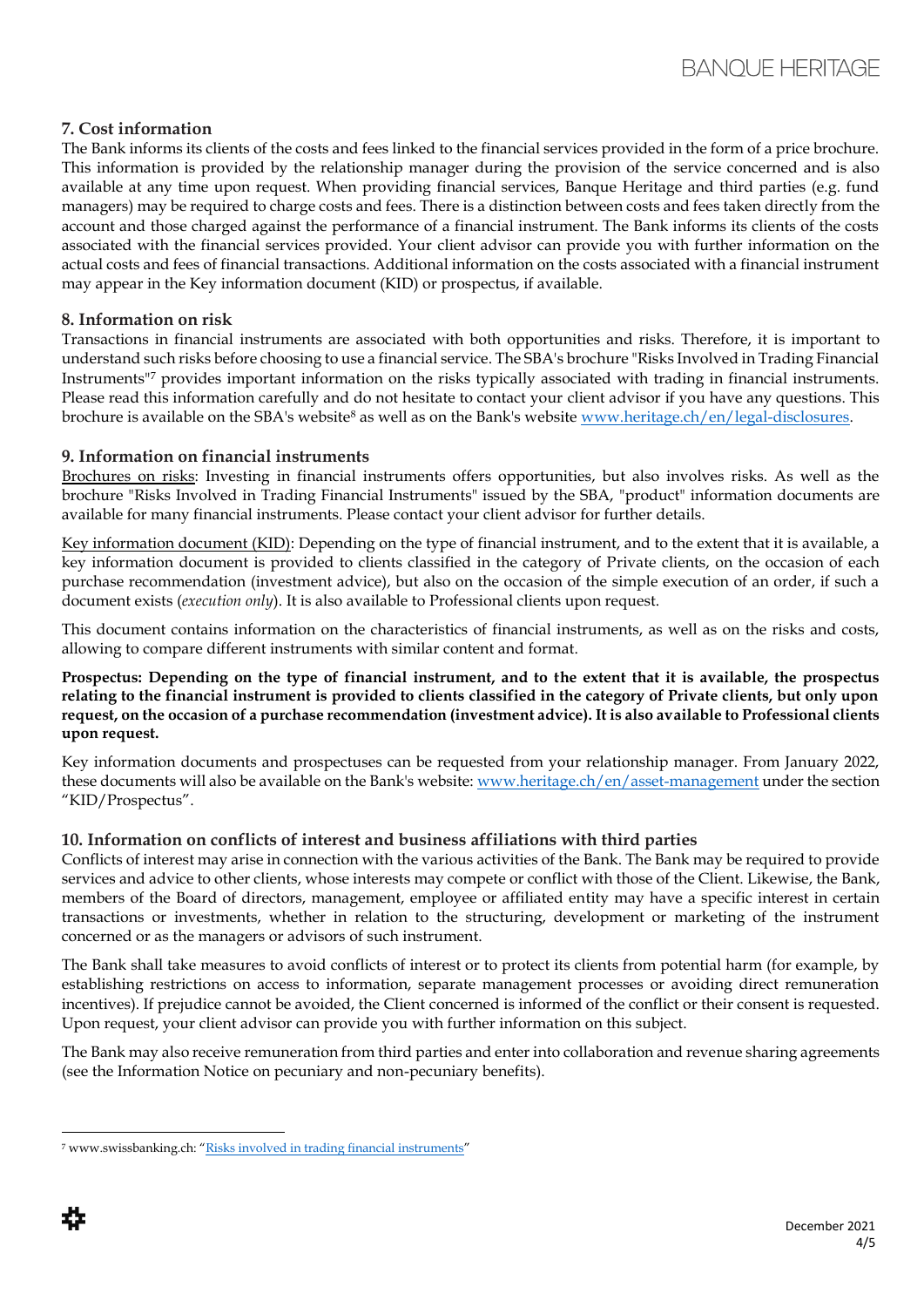## 7. Cost information

The Bank informs its clients of the costs and fees linked to the financial services provided in the form of a price brochure. This information is provided by the relationship manager during the provision of the service concerned and is also available at any time upon request. When providing financial services, Banque Heritage and third parties (e.g. fund managers) may be required to charge costs and fees. There is a distinction between costs and fees taken directly from the account and those charged against the performance of a financial instrument. The Bank informs its clients of the costs associated with the financial services provided. Your client advisor can provide you with further information on the actual costs and fees of financial transactions. Additional information on the costs associated with a financial instrument may appear in the Key information document (KID) or prospectus, if available.

## 8. Information on risk

Transactions in financial instruments are associated with both opportunities and risks. Therefore, it is important to understand such risks before choosing to use a financial service. The SBA's brochure "Risks Involved in Trading Financial Instruments"[7] provides important information on the risks typically associated with trading in financial instruments. Please read this information carefully and do not hesitate to contact your client advisor if you have any questions. This brochure is available on the SBA's website[8] as well as on the Bank's website www.heritage.ch/en/legal-disclosures.

## 9. Information on financial instruments

Brochures on risks: Investing in financial instruments offers opportunities, but also involves risks. As well as the brochure "Risks Involved in Trading Financial Instruments" issued by the SBA, "product" information documents are available for many financial instruments. Please contact your client advisor for further details.

Key information document (KID): Depending on the type of financial instrument, and to the extent that it is available, a key information document is provided to clients classified in the category of Private clients, on the occasion of each purchase recommendation (investment advice), but also on the occasion of the simple execution of an order, if such a document exists (*execution only*). It is also available to Professional clients upon request.

This document contains information on the characteristics of financial instruments, as well as on the risks and costs, allowing to compare different instruments with similar content and format.

**Prospectus: Depending on the type of financial instrument, and to the extent that it is available, the prospectus relating to the financial instrument is provided to clients classified in the category of Private clients, but only upon request, on the occasion of a purchase recommendation (investment advice). It is also available to Professional clients upon request.**

Key information documents and prospectuses can be requested from your relationship manager. From January 2022, these documents will also be available on the Bank's website: www.heritage.ch/en/asset-management under the section "KID/Prospectus".

## 10. Information on conflicts of interest and business affiliations with third parties

Conflicts of interest may arise in connection with the various activities of the Bank. The Bank may be required to provide services and advice to other clients, whose interests may compete or conflict with those of the Client. Likewise, the Bank, members of the Board of directors, management, employee or affiliated entity may have a specific interest in certain transactions or investments, whether in relation to the structuring, development or marketing of the instrument concerned or as the managers or advisors of such instrument.

The Bank shall take measures to avoid conflicts of interest or to protect its clients from potential harm (for example, by establishing restrictions on access to information, separate management processes or avoiding direct remuneration incentives). If prejudice cannot be avoided, the Client concerned is informed of the conflict or their consent is requested. Upon request, your client advisor can provide you with further information on this subject.

The Bank may also receive remuneration from third parties and enter into collaboration and revenue sharing agreements (see the Information Notice on pecuniary and non-pecuniary benefits).

---

[7] www.swissbanking.ch: "Risks involved in trading financial instruments"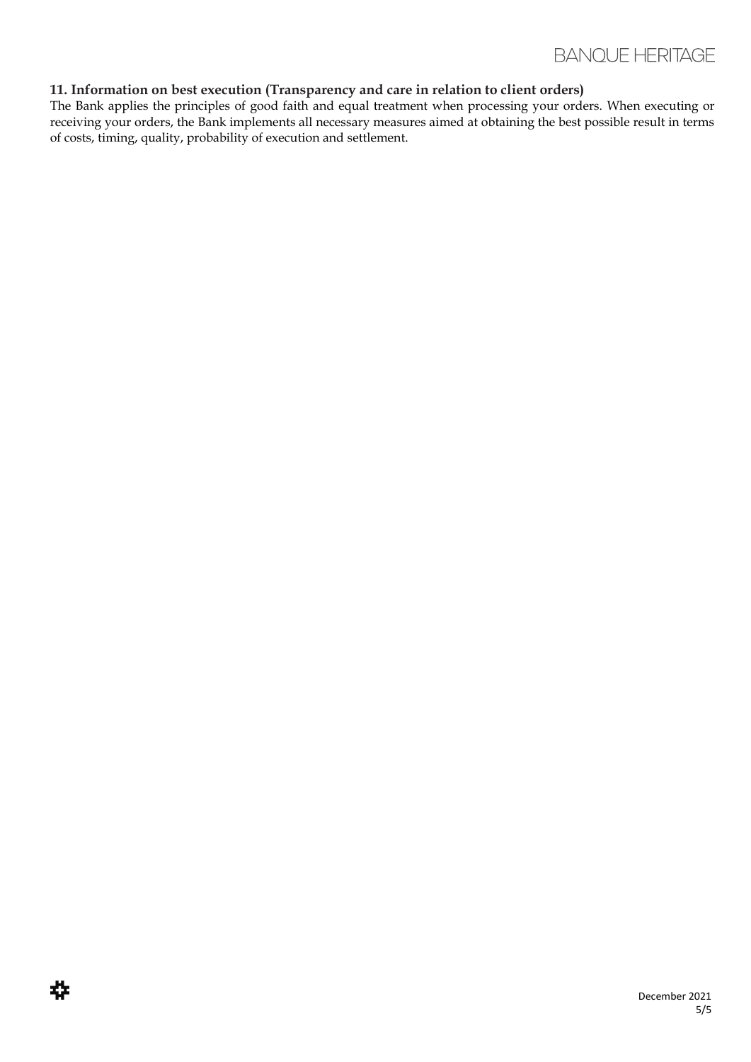## 11. Information on best execution (Transparency and care in relation to client orders)

The Bank applies the principles of good faith and equal treatment when processing your orders. When executing or receiving your orders, the Bank implements all necessary measures aimed at obtaining the best possible result in terms of costs, timing, quality, probability of execution and settlement.